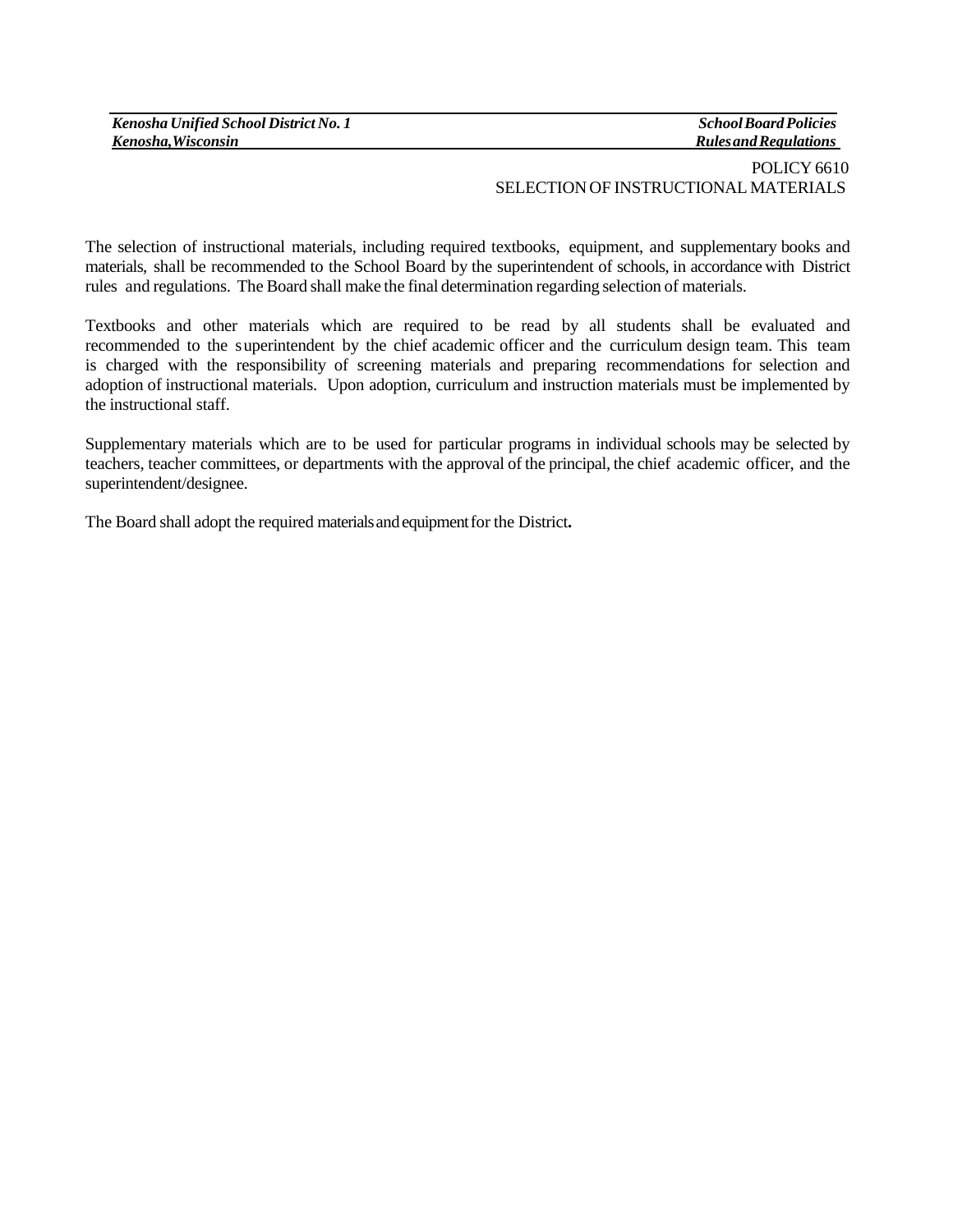*Kenosha Unified School District No. 1*
*Kenosha, Wisconsin*

*School Board Policies*
*Rules and Regulations*

POLICY 6610
SELECTION OF INSTRUCTIONAL MATERIALS

The selection of instructional materials, including required textbooks, equipment, and supplementary books and materials, shall be recommended to the School Board by the superintendent of schools, in accordance with District rules and regulations. The Board shall make the final determination regarding selection of materials.

Textbooks and other materials which are required to be read by all students shall be evaluated and recommended to the superintendent by the chief academic officer and the curriculum design team. This team is charged with the responsibility of screening materials and preparing recommendations for selection and adoption of instructional materials. Upon adoption, curriculum and instruction materials must be implemented by the instructional staff.

Supplementary materials which are to be used for particular programs in individual schools may be selected by teachers, teacher committees, or departments with the approval of the principal, the chief academic officer, and the superintendent/designee.

The Board shall adopt the required materials and equipment for the District.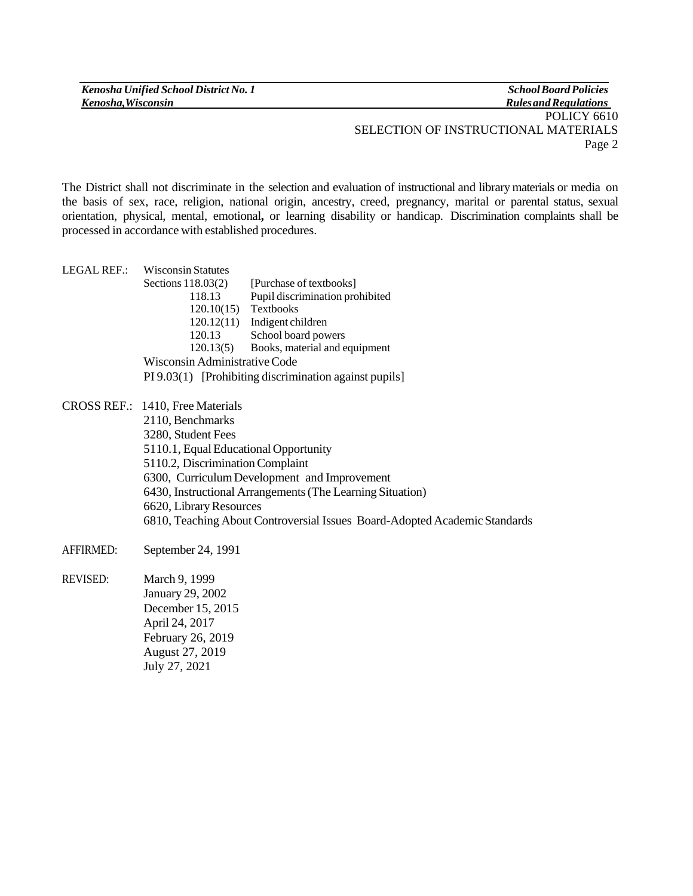The District shall not discriminate in the selection and evaluation of instructional and library materials or media on the basis of sex, race, religion, national origin, ancestry, creed, pregnancy, marital or parental status, sexual orientation, physical, mental, emotional**,** or learning disability or handicap. Discrimination complaints shall be processed in accordance with established procedures.

LEGAL REF.: Wisconsin Statutes

| Sections | |
|---|---|
| 118.03(2) | [Purchase of textbooks] |
| 118.13 | Pupil discrimination prohibited |
| 120.10(15) | Textbooks |
| 120.12(11) | Indigent children |
| 120.13 | School board powers |
| 120.13(5) | Books, material and equipment |

Wisconsin Administrative Code

PI 9.03(1) [Prohibiting discrimination against pupils]

CROSS REF.:
1410, Free Materials
2110, Benchmarks
3280, Student Fees
5110.1, Equal Educational Opportunity
5110.2, Discrimination Complaint
6300, Curriculum Development and Improvement
6430, Instructional Arrangements (The Learning Situation)
6620, Library Resources
6810, Teaching About Controversial Issues Board-Adopted Academic Standards

AFFIRMED: September 24, 1991

REVISED:
March 9, 1999
January 29, 2002
December 15, 2015
April 24, 2017
February 26, 2019
August 27, 2019
July 27, 2021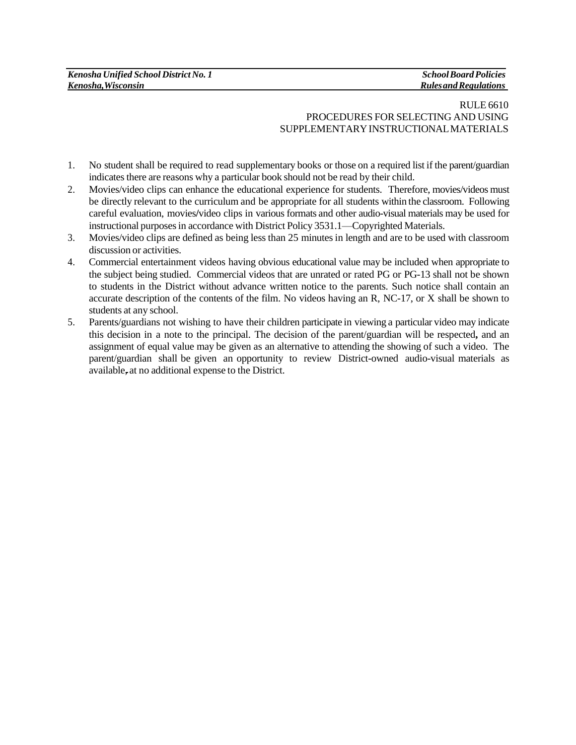RULE 6610
PROCEDURES FOR SELECTING AND USING
SUPPLEMENTARY INSTRUCTIONAL MATERIALS

1. No student shall be required to read supplementary books or those on a required list if the parent/guardian indicates there are reasons why a particular book should not be read by their child.
2. Movies/video clips can enhance the educational experience for students. Therefore, movies/videos must be directly relevant to the curriculum and be appropriate for all students within the classroom. Following careful evaluation, movies/video clips in various formats and other audio-visual materials may be used for instructional purposes in accordance with District Policy 3531.1—Copyrighted Materials.
3. Movies/video clips are defined as being less than 25 minutes in length and are to be used with classroom discussion or activities.
4. Commercial entertainment videos having obvious educational value may be included when appropriate to the subject being studied. Commercial videos that are unrated or rated PG or PG-13 shall not be shown to students in the District without advance written notice to the parents. Such notice shall contain an accurate description of the contents of the film. No videos having an R, NC-17, or X shall be shown to students at any school.
5. Parents/guardians not wishing to have their children participate in viewing a particular video may indicate this decision in a note to the principal. The decision of the parent/guardian will be respected, and an assignment of equal value may be given as an alternative to attending the showing of such a video. The parent/guardian shall be given an opportunity to review District-owned audio-visual materials as available, at no additional expense to the District.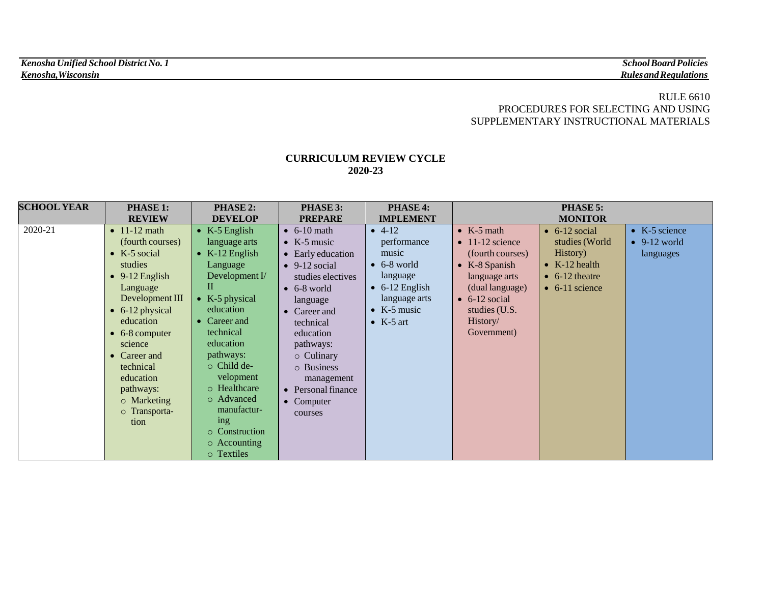RULE 6610
PROCEDURES FOR SELECTING AND USING
SUPPLEMENTARY INSTRUCTIONAL MATERIALS

## CURRICULUM REVIEW CYCLE
## 2020-23

| SCHOOL YEAR | PHASE 1: REVIEW | PHASE 2: DEVELOP | PHASE 3: PREPARE | PHASE 4: IMPLEMENT | PHASE 5: MONITOR | | |
|---|---|---|---|---|---|---|---|
| 2020-21 | • 11-12 math (fourth courses)<br>• K-5 social studies<br>• 9-12 English Language Development III<br>• 6-12 physical education<br>• 6-8 computer science<br>• Career and technical education pathways:<br>  ○ Marketing<br>  ○ Transportation | • K-5 English language arts<br>• K-12 English Language Development I/ II<br>• K-5 physical education<br>• Career and technical education pathways:<br>  ○ Child development<br>  ○ Healthcare<br>  ○ Advanced manufacturing<br>  ○ Construction<br>  ○ Accounting<br>  ○ Textiles | • 6-10 math<br>• K-5 music<br>• Early education<br>• 9-12 social studies electives<br>• 6-8 world language<br>• Career and technical education pathways:<br>  ○ Culinary<br>  ○ Business management<br>• Personal finance<br>• Computer courses | • 4-12 performance music<br>• 6-8 world language<br>• 6-12 English language arts<br>• K-5 music<br>• K-5 art | • K-5 math<br>• 11-12 science (fourth courses)<br>• K-8 Spanish language arts (dual language)<br>• 6-12 social studies (U.S. History/ Government) | • 6-12 social studies (World History)<br>• K-12 health<br>• 6-12 theatre<br>• 6-11 science | • K-5 science<br>• 9-12 world languages |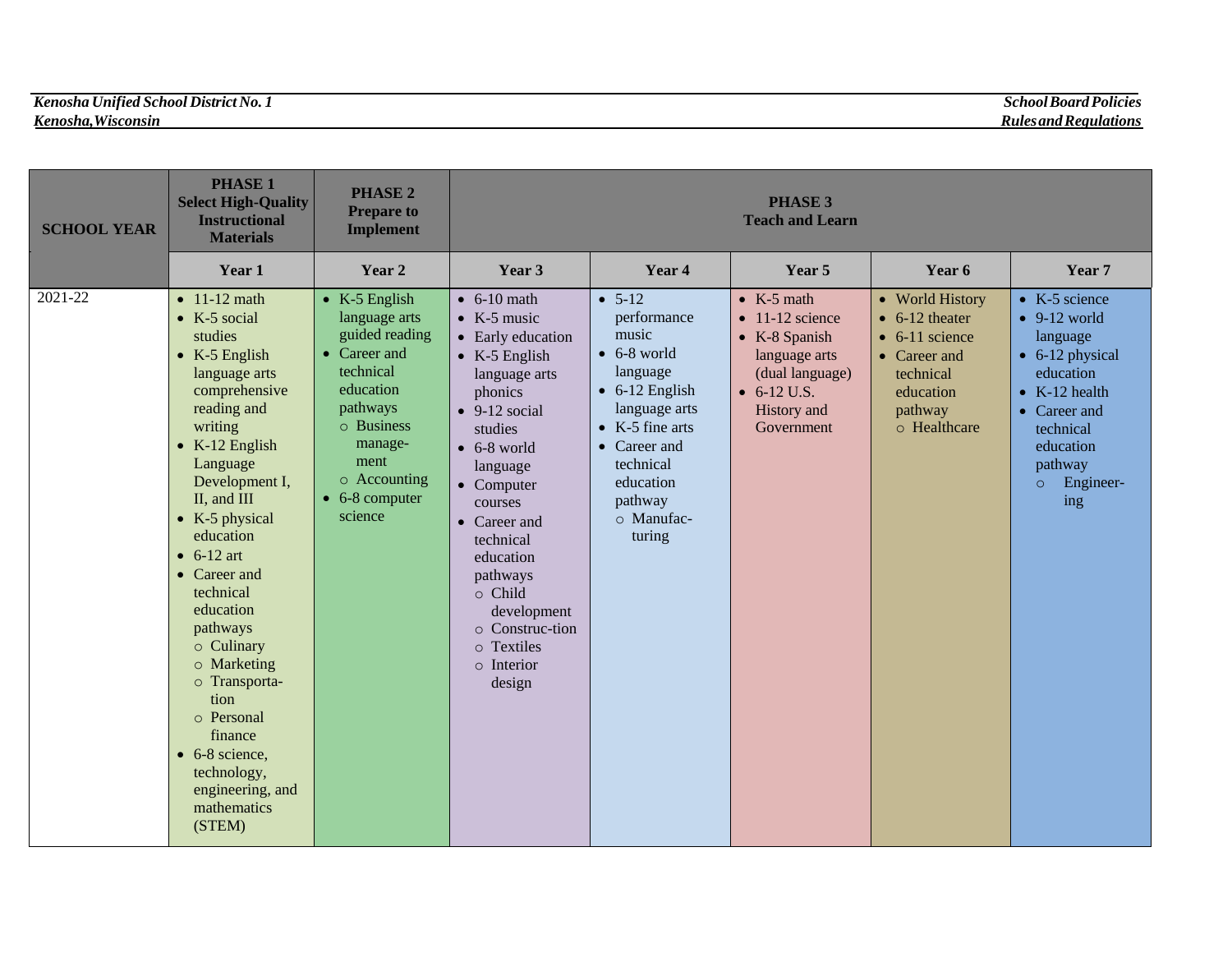| SCHOOL YEAR | PHASE 1 Select High-Quality Instructional Materials | PHASE 2 Prepare to Implement | PHASE 3 Teach and Learn | | | | |
|---|---|---|---|---|---|---|---|
| | Year 1 | Year 2 | Year 3 | Year 4 | Year 5 | Year 6 | Year 7 |
| 2021-22 | • 11-12 math<br>• K-5 social studies<br>• K-5 English language arts comprehensive reading and writing<br>• K-12 English Language Development I, II, and III<br>• K-5 physical education<br>• 6-12 art<br>• Career and technical education pathways<br>  ○ Culinary<br>  ○ Marketing<br>  ○ Transportation<br>  ○ Personal finance<br>• 6-8 science, technology, engineering, and mathematics (STEM) | • K-5 English language arts guided reading<br>• Career and technical education pathways<br>  ○ Business management<br>  ○ Accounting<br>• 6-8 computer science | • 6-10 math<br>• K-5 music<br>• Early education<br>• K-5 English language arts phonics<br>• 9-12 social studies<br>• 6-8 world language<br>• Computer courses<br>• Career and technical education pathways<br>  ○ Child development<br>  ○ Construction<br>  ○ Textiles<br>  ○ Interior design | • 5-12 performance music<br>• 6-8 world language<br>• 6-12 English language arts<br>• K-5 fine arts<br>• Career and technical education pathway<br>  ○ Manufacturing | • K-5 math<br>• 11-12 science<br>• K-8 Spanish language arts (dual language)<br>• 6-12 U.S. History and Government | • World History<br>• 6-12 theater<br>• 6-11 science<br>• Career and technical education pathway<br>  ○ Healthcare | • K-5 science<br>• 9-12 world language<br>• 6-12 physical education<br>• K-12 health<br>• Career and technical education pathway<br>  ○ Engineering |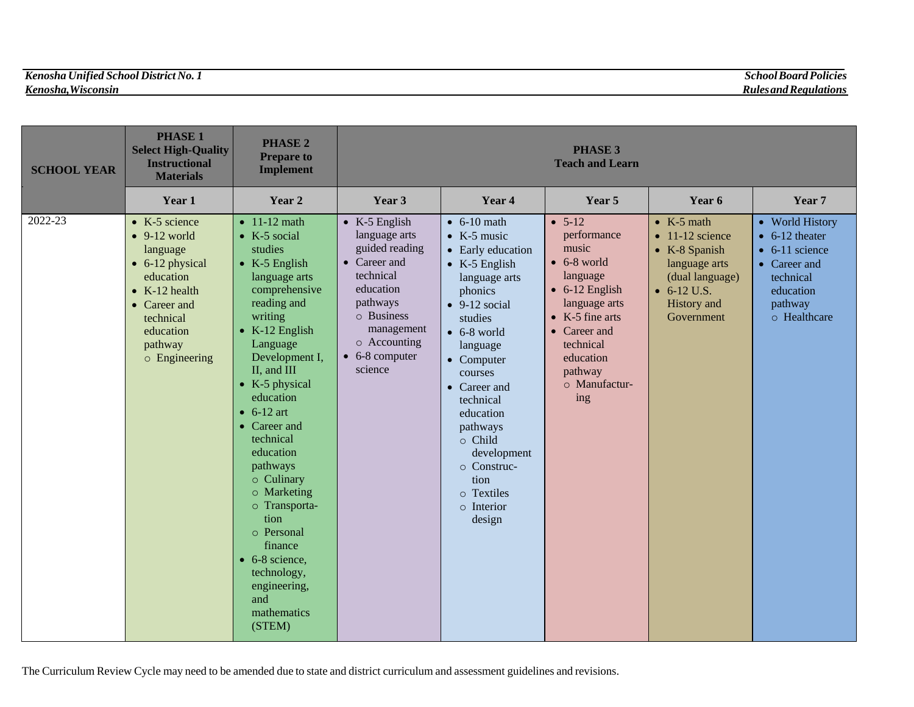| SCHOOL YEAR | PHASE 1 Select High-Quality Instructional Materials | PHASE 2 Prepare to Implement | PHASE 3 Teach and Learn | | | | |
|---|---|---|---|---|---|---|---|
| | Year 1 | Year 2 | Year 3 | Year 4 | Year 5 | Year 6 | Year 7 |
| 2022-23 | • K-5 science<br>• 9-12 world language<br>• 6-12 physical education<br>• K-12 health<br>• Career and technical education pathway<br>○ Engineering | • 11-12 math<br>• K-5 social studies<br>• K-5 English language arts comprehensive reading and writing<br>• K-12 English Language Development I, II, and III<br>• K-5 physical education<br>• 6-12 art<br>• Career and technical education pathways<br>○ Culinary<br>○ Marketing<br>○ Transportation<br>○ Personal finance<br>• 6-8 science, technology, engineering, and mathematics (STEM) | • K-5 English language arts guided reading<br>• Career and technical education pathways<br>○ Business management<br>○ Accounting<br>• 6-8 computer science | • 6-10 math<br>• K-5 music<br>• Early education<br>• K-5 English language arts phonics<br>• 9-12 social studies<br>• 6-8 world language<br>• Computer courses<br>• Career and technical education pathways<br>○ Child development<br>○ Construction<br>○ Textiles<br>○ Interior design | • 5-12 performance music<br>• 6-8 world language<br>• 6-12 English language arts<br>• K-5 fine arts<br>• Career and technical education pathway<br>○ Manufacturing | • K-5 math<br>• 11-12 science<br>• K-8 Spanish language arts (dual language)<br>• 6-12 U.S. History and Government | • World History<br>• 6-12 theater<br>• 6-11 science<br>• Career and technical education pathway<br>○ Healthcare |

The Curriculum Review Cycle may need to be amended due to state and district curriculum and assessment guidelines and revisions.